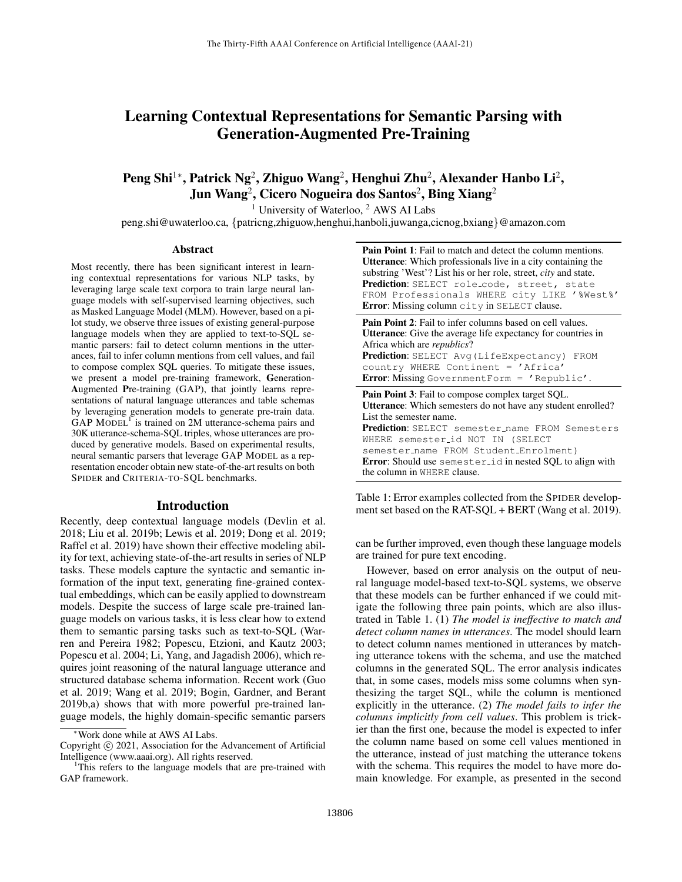# Learning Contextual Representations for Semantic Parsing with Generation-Augmented Pre-Training

**Peng Shi**[1]*, **Patrick Ng**[2], **Zhiguo Wang**[2], **Henghui Zhu**[2], **Alexander Hanbo Li**[2], **Jun Wang**[2], **Cicero Nogueira dos Santos**[2], **Bing Xiang**[2]

[1] University of Waterloo, [2] AWS AI Labs

peng.shi@uwaterloo.ca, {patricng,zhiguow,henghui,hanboli,juwanga,cicnog,bxiang}@amazon.com

## Abstract

Most recently, there has been significant interest in learning contextual representations for various NLP tasks, by leveraging large scale text corpora to train large neural language models with self-supervised learning objectives, such as Masked Language Model (MLM). However, based on a pilot study, we observe three issues of existing general-purpose language models when they are applied to text-to-SQL semantic parsers: fail to detect column mentions in the utterances, fail to infer column mentions from cell values, and fail to compose complex SQL queries. To mitigate these issues, we present a model pre-training framework, **G**eneration-**A**ugmented **P**re-training (GAP), that jointly learns representations of natural language utterances and table schemas by leveraging generation models to generate pre-train data. GAP MODEL[1] is trained on 2M utterance-schema pairs and 30K utterance-schema-SQL triples, whose utterances are produced by generative models. Based on experimental results, neural semantic parsers that leverage GAP MODEL as a representation encoder obtain new state-of-the-art results on both SPIDER and CRITERIA-TO-SQL benchmarks.

**Pain Point 1**: Fail to match and detect the column mentions.
**Utterance**: Which professionals live in a city containing the substring 'West'? List his or her role, street, *city* and state.
**Prediction**: `SELECT role_code, street, state FROM Professionals WHERE city LIKE '%West%'`
**Error**: Missing column `city` in `SELECT` clause.

**Pain Point 2**: Fail to infer columns based on cell values.
**Utterance**: Give the average life expectancy for countries in Africa which are *republics*?
**Prediction**: `SELECT Avg(LifeExpectancy) FROM country WHERE Continent = 'Africa'`
**Error**: Missing `GovernmentForm = 'Republic'`.

**Pain Point 3**: Fail to compose complex target SQL.
**Utterance**: Which semesters do not have any student enrolled? List the semester name.
**Prediction**: `SELECT semester_name FROM Semesters WHERE semester_id NOT IN (SELECT semester_name FROM Student_Enrolment)`
**Error**: Should use `semester_id` in nested SQL to align with the column in `WHERE` clause.

Table 1: Error examples collected from the SPIDER development set based on the RAT-SQL + BERT (Wang et al. 2019).

## Introduction

Recently, deep contextual language models (Devlin et al. 2018; Liu et al. 2019b; Lewis et al. 2019; Dong et al. 2019; Raffel et al. 2019) have shown their effective modeling ability for text, achieving state-of-the-art results in series of NLP tasks. These models capture the syntactic and semantic information of the input text, generating fine-grained contextual embeddings, which can be easily applied to downstream models. Despite the success of large scale pre-trained language models on various tasks, it is less clear how to extend them to semantic parsing tasks such as text-to-SQL (Warren and Pereira 1982; Popescu, Etzioni, and Kautz 2003; Popescu et al. 2004; Li, Yang, and Jagadish 2006), which requires joint reasoning of the natural language utterance and structured database schema information. Recent work (Guo et al. 2019; Wang et al. 2019; Bogin, Gardner, and Berant 2019b,a) shows that with more powerful pre-trained language models, the highly domain-specific semantic parsers can be further improved, even though these language models are trained for pure text encoding.

However, based on error analysis on the output of neural language model-based text-to-SQL systems, we observe that these models can be further enhanced if we could mitigate the following three pain points, which are also illustrated in Table 1. (1) *The model is ineffective to match and detect column names in utterances*. The model should learn to detect column names mentioned in utterances by matching utterance tokens with the schema, and use the matched columns in the generated SQL. The error analysis indicates that, in some cases, models miss some columns when synthesizing the target SQL, while the column is mentioned explicitly in the utterance. (2) *The model fails to infer the columns implicitly from cell values*. This problem is trickier than the first one, because the model is expected to infer the column name based on some cell values mentioned in the utterance, instead of just matching the utterance tokens with the schema. This requires the model to have more domain knowledge. For example, as presented in the second

*Work done while at AWS AI Labs.

Copyright © 2021, Association for the Advancement of Artificial Intelligence (www.aaai.org). All rights reserved.

[1]This refers to the language models that are pre-trained with GAP framework.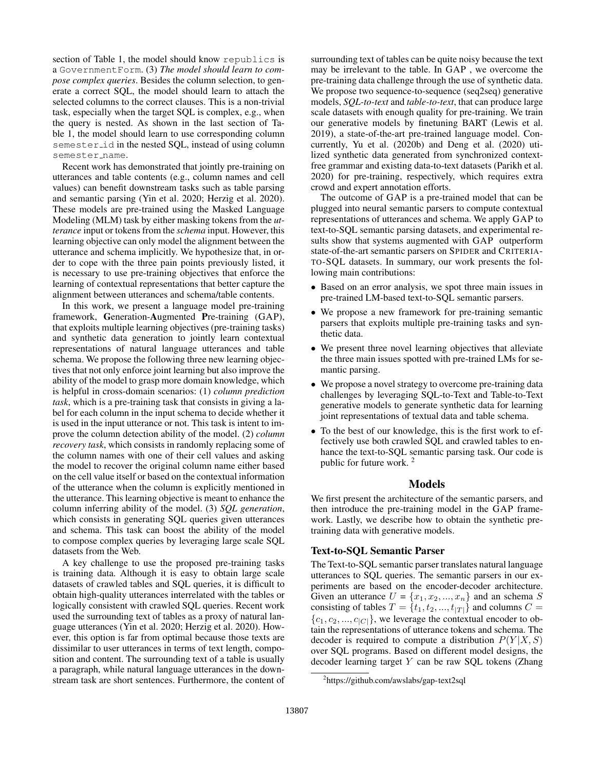section of Table 1, the model should know `republics` is a `GovernmentForm`. (3) *The model should learn to compose complex queries*. Besides the column selection, to generate a correct SQL, the model should learn to attach the selected columns to the correct clauses. This is a non-trivial task, especially when the target SQL is complex, e.g., when the query is nested. As shown in the last section of Table 1, the model should learn to use corresponding column `semester_id` in the nested SQL, instead of using column `semester_name`.

Recent work has demonstrated that jointly pre-training on utterances and table contents (e.g., column names and cell values) can benefit downstream tasks such as table parsing and semantic parsing (Yin et al. 2020; Herzig et al. 2020). These models are pre-trained using the Masked Language Modeling (MLM) task by either masking tokens from the *utterance* input or tokens from the *schema* input. However, this learning objective can only model the alignment between the utterance and schema implicitly. We hypothesize that, in order to cope with the three pain points previously listed, it is necessary to use pre-training objectives that enforce the learning of contextual representations that better capture the alignment between utterances and schema/table contents.

In this work, we present a language model pre-training framework, **G**eneration-**A**ugmented **P**re-training (GAP), that exploits multiple learning objectives (pre-training tasks) and synthetic data generation to jointly learn contextual representations of natural language utterances and table schema. We propose the following three new learning objectives that not only enforce joint learning but also improve the ability of the model to grasp more domain knowledge, which is helpful in cross-domain scenarios: (1) *column prediction task*, which is a pre-training task that consists in giving a label for each column in the input schema to decide whether it is used in the input utterance or not. This task is intent to improve the column detection ability of the model. (2) *column recovery task*, which consists in randomly replacing some of the column names with one of their cell values and asking the model to recover the original column name either based on the cell value itself or based on the contextual information of the utterance when the column is explicitly mentioned in the utterance. This learning objective is meant to enhance the column inferring ability of the model. (3) *SQL generation*, which consists in generating SQL queries given utterances and schema. This task can boost the ability of the model to compose complex queries by leveraging large scale SQL datasets from the Web.

A key challenge to use the proposed pre-training tasks is training data. Although it is easy to obtain large scale datasets of crawled tables and SQL queries, it is difficult to obtain high-quality utterances interrelated with the tables or logically consistent with crawled SQL queries. Recent work used the surrounding text of tables as a proxy of natural language utterances (Yin et al. 2020; Herzig et al. 2020). However, this option is far from optimal because those texts are dissimilar to user utterances in terms of text length, composition and content. The surrounding text of a table is usually a paragraph, while natural language utterances in the downstream task are short sentences. Furthermore, the content of surrounding text of tables can be quite noisy because the text may be irrelevant to the table. In GAP , we overcome the pre-training data challenge through the use of synthetic data. We propose two sequence-to-sequence (seq2seq) generative models, *SQL-to-text* and *table-to-text*, that can produce large scale datasets with enough quality for pre-training. We train our generative models by finetuning BART (Lewis et al. 2019), a state-of-the-art pre-trained language model. Concurrently, Yu et al. (2020b) and Deng et al. (2020) utilized synthetic data generated from synchronized context-free grammar and existing data-to-text datasets (Parikh et al. 2020) for pre-training, respectively, which requires extra crowd and expert annotation efforts.

The outcome of GAP is a pre-trained model that can be plugged into neural semantic parsers to compute contextual representations of utterances and schema. We apply GAP to text-to-SQL semantic parsing datasets, and experimental results show that systems augmented with GAP outperform state-of-the-art semantic parsers on SPIDER and CRITERIA-TO-SQL datasets. In summary, our work presents the following main contributions:

- Based on an error analysis, we spot three main issues in pre-trained LM-based text-to-SQL semantic parsers.
- We propose a new framework for pre-training semantic parsers that exploits multiple pre-training tasks and synthetic data.
- We present three novel learning objectives that alleviate the three main issues spotted with pre-trained LMs for semantic parsing.
- We propose a novel strategy to overcome pre-training data challenges by leveraging SQL-to-Text and Table-to-Text generative models to generate synthetic data for learning joint representations of textual data and table schema.
- To the best of our knowledge, this is the first work to effectively use both crawled SQL and crawled tables to enhance the text-to-SQL semantic parsing task. Our code is public for future work. [2]

## Models

We first present the architecture of the semantic parsers, and then introduce the pre-training model in the GAP framework. Lastly, we describe how to obtain the synthetic pre-training data with generative models.

### Text-to-SQL Semantic Parser

The Text-to-SQL semantic parser translates natural language utterances to SQL queries. The semantic parsers in our experiments are based on the encoder-decoder architecture. Given an utterance $U = \{x_1, x_2, ..., x_n\}$ and an schema $S$ consisting of tables $T = \{t_1, t_2, ..., t_{|T|}\}$ and columns $C = \{c_1, c_2, ..., c_{|C|}\}$, we leverage the contextual encoder to obtain the representations of utterance tokens and schema. The decoder is required to compute a distribution $P(Y|X, S)$ over SQL programs. Based on different model designs, the decoder learning target $Y$ can be raw SQL tokens (Zhang

[2] https://github.com/awslabs/gap-text2sql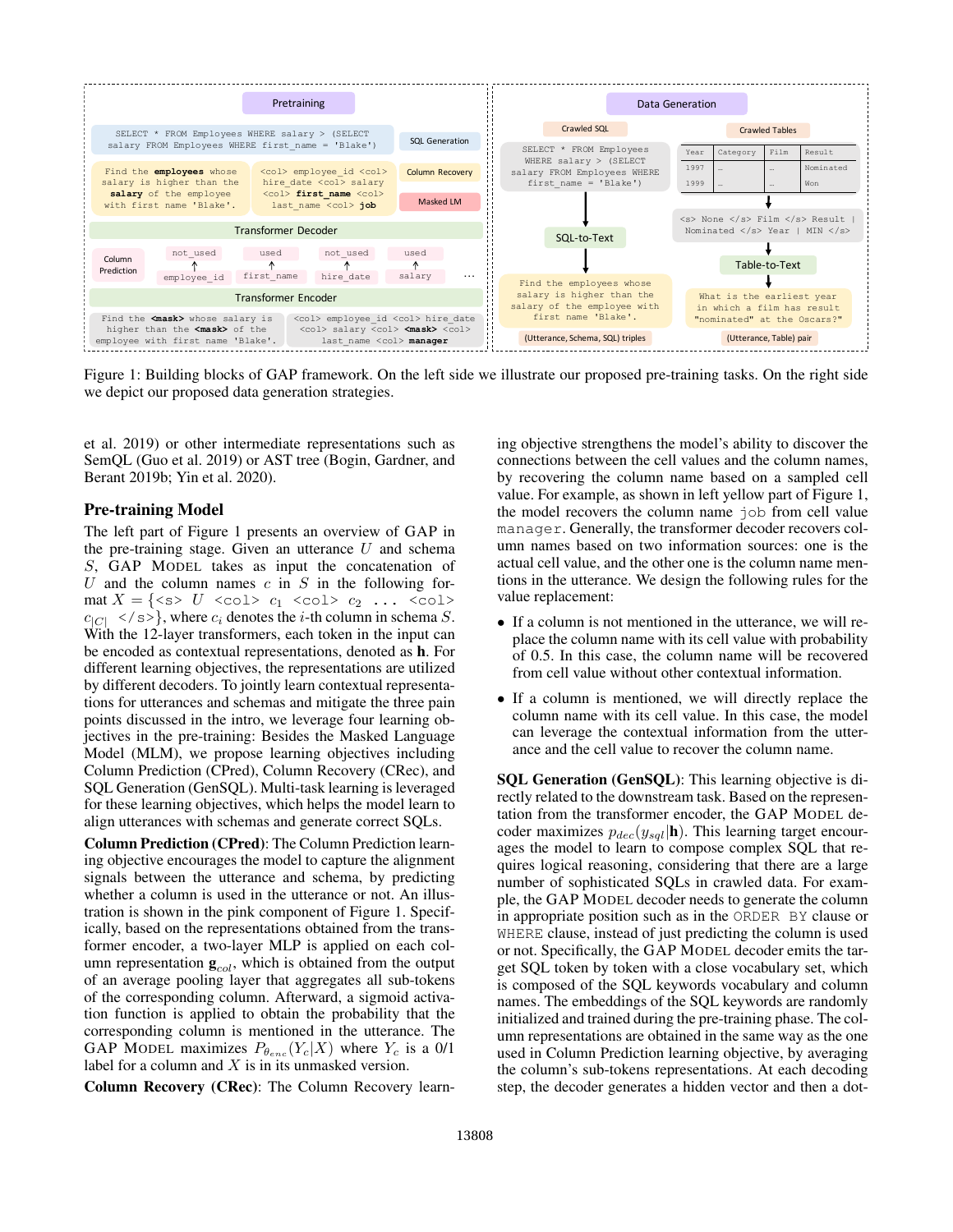Figure 1: Building blocks of GAP framework. On the left side we illustrate our proposed pre-training tasks. On the right side we depict our proposed data generation strategies.

et al. 2019) or other intermediate representations such as SemQL (Guo et al. 2019) or AST tree (Bogin, Gardner, and Berant 2019b; Yin et al. 2020).

## Pre-training Model

The left part of Figure 1 presents an overview of GAP in the pre-training stage. Given an utterance $U$ and schema $S$, GAP MODEL takes as input the concatenation of $U$ and the column names $c$ in $S$ in the following format $X = \{\texttt{<s>}\ U\ \texttt{<col>}\ c_1\ \texttt{<col>}\ c_2\ \ldots\ \texttt{<col>}\ c_{|C|}\ \texttt{</s>}\}$, where $c_i$ denotes the $i$-th column in schema $S$. With the 12-layer transformers, each token in the input can be encoded as contextual representations, denoted as $\mathbf{h}$. For different learning objectives, the representations are utilized by different decoders. To jointly learn contextual representations for utterances and schemas and mitigate the three pain points discussed in the intro, we leverage four learning objectives in the pre-training: Besides the Masked Language Model (MLM), we propose learning objectives including Column Prediction (CPred), Column Recovery (CRec), and SQL Generation (GenSQL). Multi-task learning is leveraged for these learning objectives, which helps the model learn to align utterances with schemas and generate correct SQLs.

**Column Prediction (CPred)**: The Column Prediction learning objective encourages the model to capture the alignment signals between the utterance and schema, by predicting whether a column is used in the utterance or not. An illustration is shown in the pink component of Figure 1. Specifically, based on the representations obtained from the transformer encoder, a two-layer MLP is applied on each column representation $\mathbf{g}_{col}$, which is obtained from the output of an average pooling layer that aggregates all sub-tokens of the corresponding column. Afterward, a sigmoid activation function is applied to obtain the probability that the corresponding column is mentioned in the utterance. The GAP MODEL maximizes $P_{\theta_{enc}}(Y_c|X)$ where $Y_c$ is a 0/1 label for a column and $X$ is in its unmasked version.

**Column Recovery (CRec)**: The Column Recovery learning objective strengthens the model's ability to discover the connections between the cell values and the column names, by recovering the column name based on a sampled cell value. For example, as shown in left yellow part of Figure 1, the model recovers the column name `job` from cell value `manager`. Generally, the transformer decoder recovers column names based on two information sources: one is the actual cell value, and the other one is the column name mentions in the utterance. We design the following rules for the value replacement:

- If a column is not mentioned in the utterance, we will replace the column name with its cell value with probability of 0.5. In this case, the column name will be recovered from cell value without other contextual information.
- If a column is mentioned, we will directly replace the column name with its cell value. In this case, the model can leverage the contextual information from the utterance and the cell value to recover the column name.

**SQL Generation (GenSQL)**: This learning objective is directly related to the downstream task. Based on the representation from the transformer encoder, the GAP MODEL decoder maximizes $p_{dec}(y_{sql}|\mathbf{h})$. This learning target encourages the model to learn to compose complex SQL that requires logical reasoning, considering that there are a large number of sophisticated SQLs in crawled data. For example, the GAP MODEL decoder needs to generate the column in appropriate position such as in the `ORDER BY` clause or `WHERE` clause, instead of just predicting the column is used or not. Specifically, the GAP MODEL decoder emits the target SQL token by token with a close vocabulary set, which is composed of the SQL keywords vocabulary and column names. The embeddings of the SQL keywords are randomly initialized and trained during the pre-training phase. The column representations are obtained in the same way as the one used in Column Prediction learning objective, by averaging the column's sub-tokens representations. At each decoding step, the decoder generates a hidden vector and then a dot-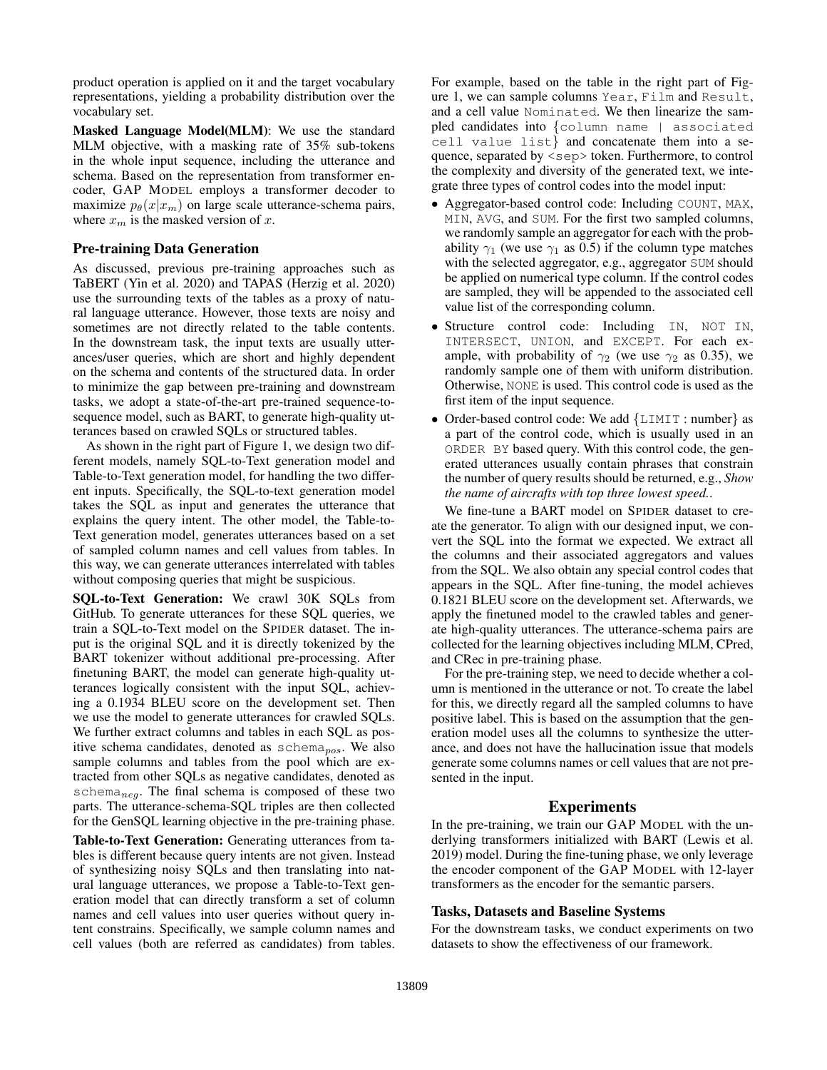product operation is applied on it and the target vocabulary representations, yielding a probability distribution over the vocabulary set.

**Masked Language Model(MLM)**: We use the standard MLM objective, with a masking rate of 35% sub-tokens in the whole input sequence, including the utterance and schema. Based on the representation from transformer encoder, GAP MODEL employs a transformer decoder to maximize $p_\theta(x|x_m)$ on large scale utterance-schema pairs, where $x_m$ is the masked version of $x$.

### Pre-training Data Generation

As discussed, previous pre-training approaches such as TaBERT (Yin et al. 2020) and TAPAS (Herzig et al. 2020) use the surrounding texts of the tables as a proxy of natural language utterance. However, those texts are noisy and sometimes are not directly related to the table contents. In the downstream task, the input texts are usually utterances/user queries, which are short and highly dependent on the schema and contents of the structured data. In order to minimize the gap between pre-training and downstream tasks, we adopt a state-of-the-art pre-trained sequence-to-sequence model, such as BART, to generate high-quality utterances based on crawled SQLs or structured tables.

As shown in the right part of Figure 1, we design two different models, namely SQL-to-Text generation model and Table-to-Text generation model, for handling the two different inputs. Specifically, the SQL-to-text generation model takes the SQL as input and generates the utterance that explains the query intent. The other model, the Table-to-Text generation model, generates utterances based on a set of sampled column names and cell values from tables. In this way, we can generate utterances interrelated with tables without composing queries that might be suspicious.

**SQL-to-Text Generation:** We crawl 30K SQLs from GitHub. To generate utterances for these SQL queries, we train a SQL-to-Text model on the SPIDER dataset. The input is the original SQL and it is directly tokenized by the BART tokenizer without additional pre-processing. After finetuning BART, the model can generate high-quality utterances logically consistent with the input SQL, achieving a 0.1934 BLEU score on the development set. Then we use the model to generate utterances for crawled SQLs. We further extract columns and tables in each SQL as positive schema candidates, denoted as $\texttt{schema}_{pos}$. We also sample columns and tables from the pool which are extracted from other SQLs as negative candidates, denoted as $\texttt{schema}_{neg}$. The final schema is composed of these two parts. The utterance-schema-SQL triples are then collected for the GenSQL learning objective in the pre-training phase.

**Table-to-Text Generation:** Generating utterances from tables is different because query intents are not given. Instead of synthesizing noisy SQLs and then translating into natural language utterances, we propose a Table-to-Text generation model that can directly transform a set of column names and cell values into user queries without query intent constrains. Specifically, we sample column names and cell values (both are referred as candidates) from tables. For example, based on the table in the right part of Figure 1, we can sample columns `Year`, `Film` and `Result`, and a cell value `Nominated`. We then linearize the sampled candidates into {`column name | associated cell value list`} and concatenate them into a sequence, separated by `<sep>` token. Furthermore, to control the complexity and diversity of the generated text, we integrate three types of control codes into the model input:

- Aggregator-based control code: Including `COUNT`, `MAX`, `MIN`, `AVG`, and `SUM`. For the first two sampled columns, we randomly sample an aggregator for each with the probability $\gamma_1$ (we use $\gamma_1$ as 0.5) if the column type matches with the selected aggregator, e.g., aggregator `SUM` should be applied on numerical type column. If the control codes are sampled, they will be appended to the associated cell value list of the corresponding column.
- Structure control code: Including `IN`, `NOT IN`, `INTERSECT`, `UNION`, and `EXCEPT`. For each example, with probability of $\gamma_2$ (we use $\gamma_2$ as 0.35), we randomly sample one of them with uniform distribution. Otherwise, `NONE` is used. This control code is used as the first item of the input sequence.
- Order-based control code: We add {`LIMIT` : number} as a part of the control code, which is usually used in an `ORDER BY` based query. With this control code, the generated utterances usually contain phrases that constrain the number of query results should be returned, e.g., *Show the name of aircrafts with top three lowest speed.*.

We fine-tune a BART model on SPIDER dataset to create the generator. To align with our designed input, we convert the SQL into the format we expected. We extract all the columns and their associated aggregators and values from the SQL. We also obtain any special control codes that appears in the SQL. After fine-tuning, the model achieves 0.1821 BLEU score on the development set. Afterwards, we apply the finetuned model to the crawled tables and generate high-quality utterances. The utterance-schema pairs are collected for the learning objectives including MLM, CPred, and CRec in pre-training phase.

For the pre-training step, we need to decide whether a column is mentioned in the utterance or not. To create the label for this, we directly regard all the sampled columns to have positive label. This is based on the assumption that the generation model uses all the columns to synthesize the utterance, and does not have the hallucination issue that models generate some columns names or cell values that are not presented in the input.

## Experiments

In the pre-training, we train our GAP MODEL with the underlying transformers initialized with BART (Lewis et al. 2019) model. During the fine-tuning phase, we only leverage the encoder component of the GAP MODEL with 12-layer transformers as the encoder for the semantic parsers.

### Tasks, Datasets and Baseline Systems

For the downstream tasks, we conduct experiments on two datasets to show the effectiveness of our framework.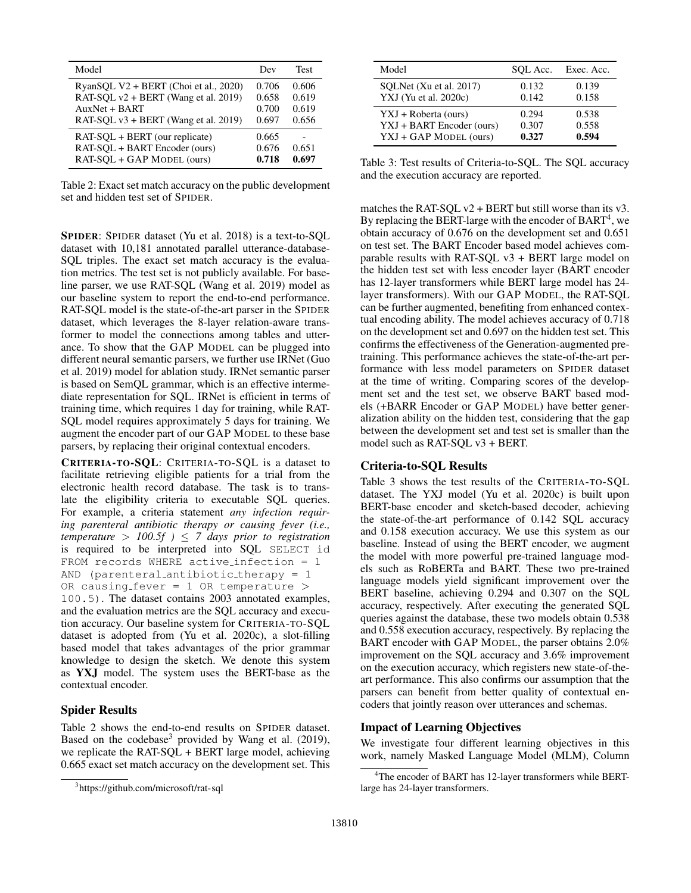| Model | Dev | Test |
|---|---|---|
| RyanSQL V2 + BERT (Choi et al., 2020) | 0.706 | 0.606 |
| RAT-SQL v2 + BERT (Wang et al. 2019) | 0.658 | 0.619 |
| AuxNet + BART | 0.700 | 0.619 |
| RAT-SQL v3 + BERT (Wang et al. 2019) | 0.697 | 0.656 |
| RAT-SQL + BERT (our replicate) | 0.665 | - |
| RAT-SQL + BART Encoder (ours) | 0.676 | 0.651 |
| RAT-SQL + GAP MODEL (ours) | **0.718** | **0.697** |

Table 2: Exact set match accuracy on the public development set and hidden test set of SPIDER.

**SPIDER**: SPIDER dataset (Yu et al. 2018) is a text-to-SQL dataset with 10,181 annotated parallel utterance-database-SQL triples. The exact set match accuracy is the evaluation metrics. The test set is not publicly available. For baseline parser, we use RAT-SQL (Wang et al. 2019) model as our baseline system to report the end-to-end performance. RAT-SQL model is the state-of-the-art parser in the SPIDER dataset, which leverages the 8-layer relation-aware transformer to model the connections among tables and utterance. To show that the GAP MODEL can be plugged into different neural semantic parsers, we further use IRNet (Guo et al. 2019) model for ablation study. IRNet semantic parser is based on SemQL grammar, which is an effective intermediate representation for SQL. IRNet is efficient in terms of training time, which requires 1 day for training, while RAT-SQL model requires approximately 5 days for training. We augment the encoder part of our GAP MODEL to these base parsers, by replacing their original contextual encoders.

**CRITERIA-TO-SQL**: CRITERIA-TO-SQL is a dataset to facilitate retrieving eligible patients for a trial from the electronic health record database. The task is to translate the eligibility criteria to executable SQL queries. For example, a criteria statement *any infection requiring parenteral antibiotic therapy or causing fever (i.e., temperature $> 100.5f$ ) $\leq$ 7 days prior to registration* is required to be interpreted into SQL `SELECT id FROM records WHERE active_infection = 1 AND (parenteral_antibiotic_therapy = 1 OR causing_fever = 1 OR temperature > 100.5)`. The dataset contains 2003 annotated examples, and the evaluation metrics are the SQL accuracy and execution accuracy. Our baseline system for CRITERIA-TO-SQL dataset is adopted from (Yu et al. 2020c), a slot-filling based model that takes advantages of the prior grammar knowledge to design the sketch. We denote this system as **YXJ** model. The system uses the BERT-base as the contextual encoder.

## Spider Results

Table 2 shows the end-to-end results on SPIDER dataset. Based on the codebase[3] provided by Wang et al. (2019), we replicate the RAT-SQL + BERT large model, achieving 0.665 exact set match accuracy on the development set. This matches the RAT-SQL v2 + BERT but still worse than its v3. By replacing the BERT-large with the encoder of BART[4], we obtain accuracy of 0.676 on the development set and 0.651 on test set. The BART Encoder based model achieves comparable results with RAT-SQL v3 + BERT large model on the hidden test set with less encoder layer (BART encoder has 12-layer transformers while BERT large model has 24-layer transformers). With our GAP MODEL, the RAT-SQL can be further augmented, benefiting from enhanced contextual encoding ability. The model achieves accuracy of 0.718 on the development set and 0.697 on the hidden test set. This confirms the effectiveness of the Generation-augmented pre-training. This performance achieves the state-of-the-art performance with less model parameters on SPIDER dataset at the time of writing. Comparing scores of the development set and the test set, we observe BART based models (+BARR Encoder or GAP MODEL) have better generalization ability on the hidden test, considering that the gap between the development set and test set is smaller than the model such as RAT-SQL v3 + BERT.

| Model | SQL Acc. | Exec. Acc. |
|---|---|---|
| SQLNet (Xu et al. 2017) | 0.132 | 0.139 |
| YXJ (Yu et al. 2020c) | 0.142 | 0.158 |
| YXJ + Roberta (ours) | 0.294 | 0.538 |
| YXJ + BART Encoder (ours) | 0.307 | 0.558 |
| YXJ + GAP MODEL (ours) | **0.327** | **0.594** |

Table 3: Test results of Criteria-to-SQL. The SQL accuracy and the execution accuracy are reported.

## Criteria-to-SQL Results

Table 3 shows the test results of the CRITERIA-TO-SQL dataset. The YXJ model (Yu et al. 2020c) is built upon BERT-base encoder and sketch-based decoder, achieving the state-of-the-art performance of 0.142 SQL accuracy and 0.158 execution accuracy. We use this system as our baseline. Instead of using the BERT encoder, we augment the model with more powerful pre-trained language models such as RoBERTa and BART. These two pre-trained language models yield significant improvement over the BERT baseline, achieving 0.294 and 0.307 on the SQL accuracy, respectively. After executing the generated SQL queries against the database, these two models obtain 0.538 and 0.558 execution accuracy, respectively. By replacing the BART encoder with GAP MODEL, the parser obtains 2.0% improvement on the SQL accuracy and 3.6% improvement on the execution accuracy, which registers new state-of-the-art performance. This also confirms our assumption that the parsers can benefit from better quality of contextual encoders that jointly reason over utterances and schemas.

## Impact of Learning Objectives

We investigate four different learning objectives in this work, namely Masked Language Model (MLM), Column

[3] https://github.com/microsoft/rat-sql

[4] The encoder of BART has 12-layer transformers while BERT-large has 24-layer transformers.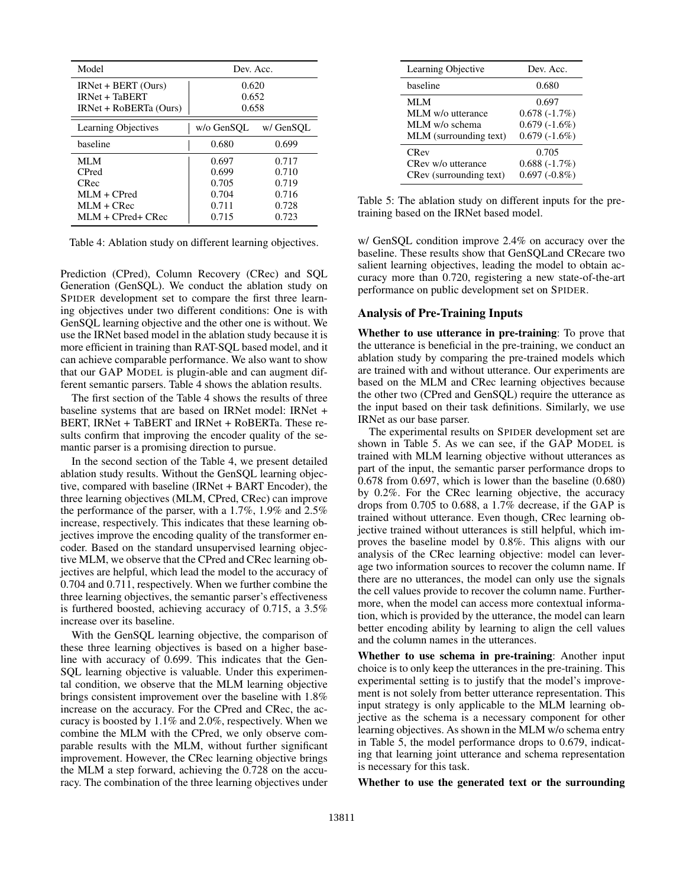| Model | Dev. Acc. | |
|---|---|---|
| IRNet + BERT (Ours) | 0.620 | |
| IRNet + TaBERT | 0.652 | |
| IRNet + RoBERTa (Ours) | 0.658 | |
| Learning Objectives | w/o GenSQL | w/ GenSQL |
| baseline | 0.680 | 0.699 |
| MLM | 0.697 | 0.717 |
| CPred | 0.699 | 0.710 |
| CRec | 0.705 | 0.719 |
| MLM + CPred | 0.704 | 0.716 |
| MLM + CRec | 0.711 | 0.728 |
| MLM + CPred+ CRec | 0.715 | 0.723 |

Table 4: Ablation study on different learning objectives.

Prediction (CPred), Column Recovery (CRec) and SQL Generation (GenSQL). We conduct the ablation study on SPIDER development set to compare the first three learning objectives under two different conditions: One is with GenSQL learning objective and the other one is without. We use the IRNet based model in the ablation study because it is more efficient in training than RAT-SQL based model, and it can achieve comparable performance. We also want to show that our GAP MODEL is plugin-able and can augment different semantic parsers. Table 4 shows the ablation results.

The first section of the Table 4 shows the results of three baseline systems that are based on IRNet model: IRNet + BERT, IRNet + TaBERT and IRNet + RoBERTa. These results confirm that improving the encoder quality of the semantic parser is a promising direction to pursue.

In the second section of the Table 4, we present detailed ablation study results. Without the GenSQL learning objective, compared with baseline (IRNet + BART Encoder), the three learning objectives (MLM, CPred, CRec) can improve the performance of the parser, with a 1.7%, 1.9% and 2.5% increase, respectively. This indicates that these learning objectives improve the encoding quality of the transformer encoder. Based on the standard unsupervised learning objective MLM, we observe that the CPred and CRec learning objectives are helpful, which lead the model to the accuracy of 0.704 and 0.711, respectively. When we further combine the three learning objectives, the semantic parser's effectiveness is furthered boosted, achieving accuracy of 0.715, a 3.5% increase over its baseline.

With the GenSQL learning objective, the comparison of these three learning objectives is based on a higher baseline with accuracy of 0.699. This indicates that the GenSQL learning objective is valuable. Under this experimental condition, we observe that the MLM learning objective brings consistent improvement over the baseline with 1.8% increase on the accuracy. For the CPred and CRec, the accuracy is boosted by 1.1% and 2.0%, respectively. When we combine the MLM with the CPred, we only observe comparable results with the MLM, without further significant improvement. However, the CRec learning objective brings the MLM a step forward, achieving the 0.728 on the accuracy. The combination of the three learning objectives under w/ GenSQL condition improve 2.4% on accuracy over the baseline. These results show that GenSQLand CRecare two salient learning objectives, leading the model to obtain accuracy more than 0.720, registering a new state-of-the-art performance on public development set on SPIDER.

| Learning Objective | Dev. Acc. |
|---|---|
| baseline | 0.680 |
| MLM | 0.697 |
| MLM w/o utterance | 0.678 (-1.7%) |
| MLM w/o schema | 0.679 (-1.6%) |
| MLM (surrounding text) | 0.679 (-1.6%) |
| CRev | 0.705 |
| CRev w/o utterance | 0.688 (-1.7%) |
| CRev (surrounding text) | 0.697 (-0.8%) |

Table 5: The ablation study on different inputs for the pretraining based on the IRNet based model.

## Analysis of Pre-Training Inputs

**Whether to use utterance in pre-training**: To prove that the utterance is beneficial in the pre-training, we conduct an ablation study by comparing the pre-trained models which are trained with and without utterance. Our experiments are based on the MLM and CRec learning objectives because the other two (CPred and GenSQL) require the utterance as the input based on their task definitions. Similarly, we use IRNet as our base parser.

The experimental results on SPIDER development set are shown in Table 5. As we can see, if the GAP MODEL is trained with MLM learning objective without utterances as part of the input, the semantic parser performance drops to 0.678 from 0.697, which is lower than the baseline (0.680) by 0.2%. For the CRec learning objective, the accuracy drops from 0.705 to 0.688, a 1.7% decrease, if the GAP is trained without utterance. Even though, CRec learning objective trained without utterances is still helpful, which improves the baseline model by 0.8%. This aligns with our analysis of the CRec learning objective: model can leverage two information sources to recover the column name. If there are no utterances, the model can only use the signals the cell values provide to recover the column name. Furthermore, when the model can access more contextual information, which is provided by the utterance, the model can learn better encoding ability by learning to align the cell values and the column names in the utterances.

**Whether to use schema in pre-training**: Another input choice is to only keep the utterances in the pre-training. This experimental setting is to justify that the model's improvement is not solely from better utterance representation. This input strategy is only applicable to the MLM learning objective as the schema is a necessary component for other learning objectives. As shown in the MLM w/o schema entry in Table 5, the model performance drops to 0.679, indicating that learning joint utterance and schema representation is necessary for this task.

**Whether to use the generated text or the surrounding**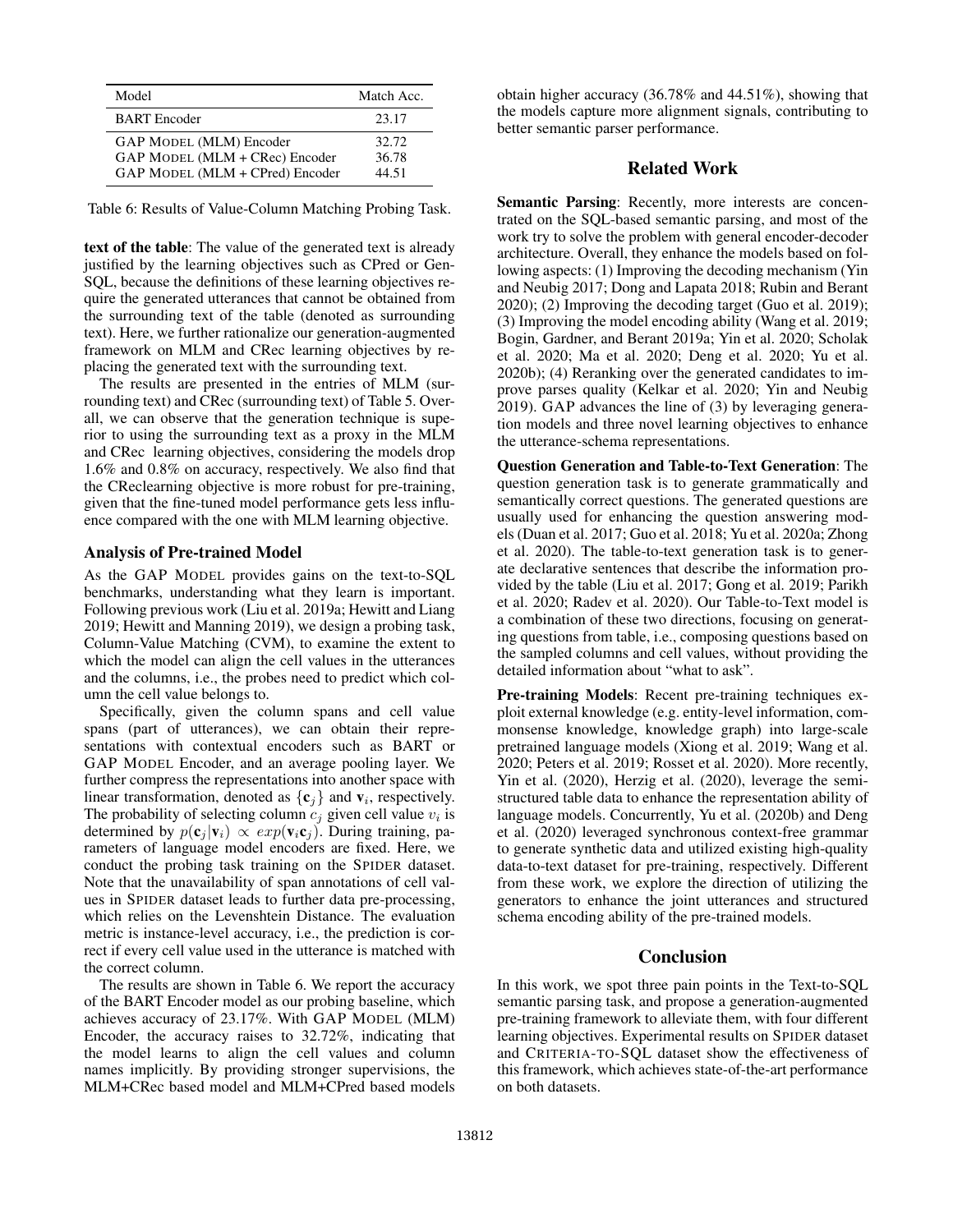| Model | Match Acc. |
|---|---|
| BART Encoder | 23.17 |
| GAP MODEL (MLM) Encoder | 32.72 |
| GAP MODEL (MLM + CRec) Encoder | 36.78 |
| GAP MODEL (MLM + CPred) Encoder | 44.51 |

Table 6: Results of Value-Column Matching Probing Task.

**text of the table**: The value of the generated text is already justified by the learning objectives such as CPred or GenSQL, because the definitions of these learning objectives require the generated utterances that cannot be obtained from the surrounding text of the table (denoted as surrounding text). Here, we further rationalize our generation-augmented framework on MLM and CRec learning objectives by replacing the generated text with the surrounding text.

The results are presented in the entries of MLM (surrounding text) and CRec (surrounding text) of Table 5. Overall, we can observe that the generation technique is superior to using the surrounding text as a proxy in the MLM and CRec learning objectives, considering the models drop 1.6% and 0.8% on accuracy, respectively. We also find that the CReclearning objective is more robust for pre-training, given that the fine-tuned model performance gets less influence compared with the one with MLM learning objective.

### Analysis of Pre-trained Model

As the GAP MODEL provides gains on the text-to-SQL benchmarks, understanding what they learn is important. Following previous work (Liu et al. 2019a; Hewitt and Liang 2019; Hewitt and Manning 2019), we design a probing task, Column-Value Matching (CVM), to examine the extent to which the model can align the cell values in the utterances and the columns, i.e., the probes need to predict which column the cell value belongs to.

Specifically, given the column spans and cell value spans (part of utterances), we can obtain their representations with contextual encoders such as BART or GAP MODEL Encoder, and an average pooling layer. We further compress the representations into another space with linear transformation, denoted as $\{\mathbf{c}_j\}$ and $\mathbf{v}_i$, respectively. The probability of selecting column $c_j$ given cell value $v_i$ is determined by $p(\mathbf{c}_j|\mathbf{v}_i) \propto exp(\mathbf{v}_i\mathbf{c}_j)$. During training, parameters of language model encoders are fixed. Here, we conduct the probing task training on the SPIDER dataset. Note that the unavailability of span annotations of cell values in SPIDER dataset leads to further data pre-processing, which relies on the Levenshtein Distance. The evaluation metric is instance-level accuracy, i.e., the prediction is correct if every cell value used in the utterance is matched with the correct column.

The results are shown in Table 6. We report the accuracy of the BART Encoder model as our probing baseline, which achieves accuracy of 23.17%. With GAP MODEL (MLM) Encoder, the accuracy raises to 32.72%, indicating that the model learns to align the cell values and column names implicitly. By providing stronger supervisions, the MLM+CRec based model and MLM+CPred based models obtain higher accuracy (36.78% and 44.51%), showing that the models capture more alignment signals, contributing to better semantic parser performance.

## Related Work

**Semantic Parsing**: Recently, more interests are concentrated on the SQL-based semantic parsing, and most of the work try to solve the problem with general encoder-decoder architecture. Overall, they enhance the models based on following aspects: (1) Improving the decoding mechanism (Yin and Neubig 2017; Dong and Lapata 2018; Rubin and Berant 2020); (2) Improving the decoding target (Guo et al. 2019); (3) Improving the model encoding ability (Wang et al. 2019; Bogin, Gardner, and Berant 2019a; Yin et al. 2020; Scholak et al. 2020; Ma et al. 2020; Deng et al. 2020; Yu et al. 2020b); (4) Reranking over the generated candidates to improve parses quality (Kelkar et al. 2020; Yin and Neubig 2019). GAP advances the line of (3) by leveraging generation models and three novel learning objectives to enhance the utterance-schema representations.

**Question Generation and Table-to-Text Generation**: The question generation task is to generate grammatically and semantically correct questions. The generated questions are usually used for enhancing the question answering models (Duan et al. 2017; Guo et al. 2018; Yu et al. 2020a; Zhong et al. 2020). The table-to-text generation task is to generate declarative sentences that describe the information provided by the table (Liu et al. 2017; Gong et al. 2019; Parikh et al. 2020; Radev et al. 2020). Our Table-to-Text model is a combination of these two directions, focusing on generating questions from table, i.e., composing questions based on the sampled columns and cell values, without providing the detailed information about "what to ask".

**Pre-training Models**: Recent pre-training techniques exploit external knowledge (e.g. entity-level information, commonsense knowledge, knowledge graph) into large-scale pretrained language models (Xiong et al. 2019; Wang et al. 2020; Peters et al. 2019; Rosset et al. 2020). More recently, Yin et al. (2020), Herzig et al. (2020), leverage the semi-structured table data to enhance the representation ability of language models. Concurrently, Yu et al. (2020b) and Deng et al. (2020) leveraged synchronous context-free grammar to generate synthetic data and utilized existing high-quality data-to-text dataset for pre-training, respectively. Different from these work, we explore the direction of utilizing the generators to enhance the joint utterances and structured schema encoding ability of the pre-trained models.

## Conclusion

In this work, we spot three pain points in the Text-to-SQL semantic parsing task, and propose a generation-augmented pre-training framework to alleviate them, with four different learning objectives. Experimental results on SPIDER dataset and CRITERIA-TO-SQL dataset show the effectiveness of this framework, which achieves state-of-the-art performance on both datasets.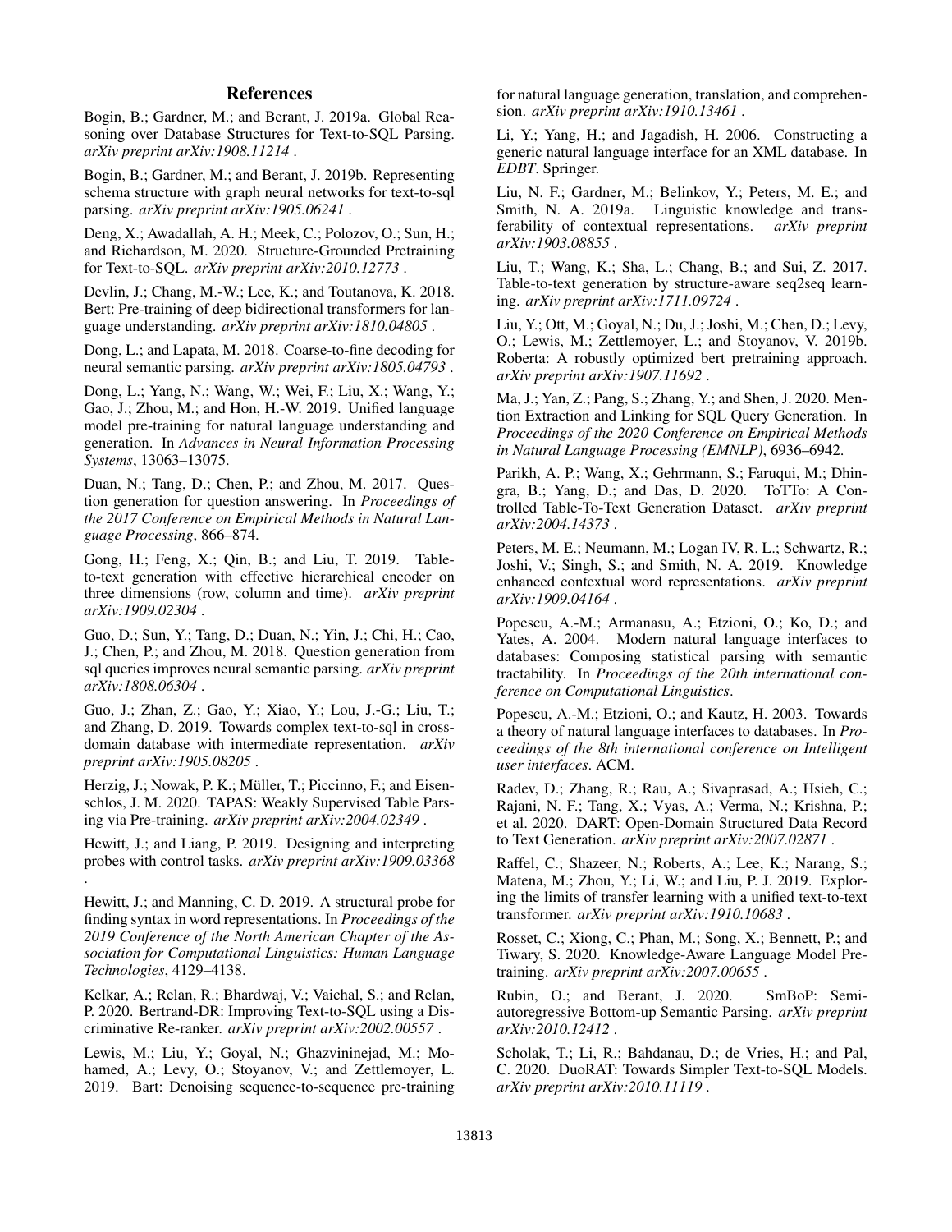## References

Bogin, B.; Gardner, M.; and Berant, J. 2019a. Global Reasoning over Database Structures for Text-to-SQL Parsing. *arXiv preprint arXiv:1908.11214* .

Bogin, B.; Gardner, M.; and Berant, J. 2019b. Representing schema structure with graph neural networks for text-to-sql parsing. *arXiv preprint arXiv:1905.06241* .

Deng, X.; Awadallah, A. H.; Meek, C.; Polozov, O.; Sun, H.; and Richardson, M. 2020. Structure-Grounded Pretraining for Text-to-SQL. *arXiv preprint arXiv:2010.12773* .

Devlin, J.; Chang, M.-W.; Lee, K.; and Toutanova, K. 2018. Bert: Pre-training of deep bidirectional transformers for language understanding. *arXiv preprint arXiv:1810.04805* .

Dong, L.; and Lapata, M. 2018. Coarse-to-fine decoding for neural semantic parsing. *arXiv preprint arXiv:1805.04793* .

Dong, L.; Yang, N.; Wang, W.; Wei, F.; Liu, X.; Wang, Y.; Gao, J.; Zhou, M.; and Hon, H.-W. 2019. Unified language model pre-training for natural language understanding and generation. In *Advances in Neural Information Processing Systems*, 13063–13075.

Duan, N.; Tang, D.; Chen, P.; and Zhou, M. 2017. Question generation for question answering. In *Proceedings of the 2017 Conference on Empirical Methods in Natural Language Processing*, 866–874.

Gong, H.; Feng, X.; Qin, B.; and Liu, T. 2019. Table-to-text generation with effective hierarchical encoder on three dimensions (row, column and time). *arXiv preprint arXiv:1909.02304* .

Guo, D.; Sun, Y.; Tang, D.; Duan, N.; Yin, J.; Chi, H.; Cao, J.; Chen, P.; and Zhou, M. 2018. Question generation from sql queries improves neural semantic parsing. *arXiv preprint arXiv:1808.06304* .

Guo, J.; Zhan, Z.; Gao, Y.; Xiao, Y.; Lou, J.-G.; Liu, T.; and Zhang, D. 2019. Towards complex text-to-sql in cross-domain database with intermediate representation. *arXiv preprint arXiv:1905.08205* .

Herzig, J.; Nowak, P. K.; Müller, T.; Piccinno, F.; and Eisenschlos, J. M. 2020. TAPAS: Weakly Supervised Table Parsing via Pre-training. *arXiv preprint arXiv:2004.02349* .

Hewitt, J.; and Liang, P. 2019. Designing and interpreting probes with control tasks. *arXiv preprint arXiv:1909.03368* .

Hewitt, J.; and Manning, C. D. 2019. A structural probe for finding syntax in word representations. In *Proceedings of the 2019 Conference of the North American Chapter of the Association for Computational Linguistics: Human Language Technologies*, 4129–4138.

Kelkar, A.; Relan, R.; Bhardwaj, V.; Vaichal, S.; and Relan, P. 2020. Bertrand-DR: Improving Text-to-SQL using a Discriminative Re-ranker. *arXiv preprint arXiv:2002.00557* .

Lewis, M.; Liu, Y.; Goyal, N.; Ghazvininejad, M.; Mohamed, A.; Levy, O.; Stoyanov, V.; and Zettlemoyer, L. 2019. Bart: Denoising sequence-to-sequence pre-training for natural language generation, translation, and comprehension. *arXiv preprint arXiv:1910.13461* .

Li, Y.; Yang, H.; and Jagadish, H. 2006. Constructing a generic natural language interface for an XML database. In *EDBT*. Springer.

Liu, N. F.; Gardner, M.; Belinkov, Y.; Peters, M. E.; and Smith, N. A. 2019a. Linguistic knowledge and transferability of contextual representations. *arXiv preprint arXiv:1903.08855* .

Liu, T.; Wang, K.; Sha, L.; Chang, B.; and Sui, Z. 2017. Table-to-text generation by structure-aware seq2seq learning. *arXiv preprint arXiv:1711.09724* .

Liu, Y.; Ott, M.; Goyal, N.; Du, J.; Joshi, M.; Chen, D.; Levy, O.; Lewis, M.; Zettlemoyer, L.; and Stoyanov, V. 2019b. Roberta: A robustly optimized bert pretraining approach. *arXiv preprint arXiv:1907.11692* .

Ma, J.; Yan, Z.; Pang, S.; Zhang, Y.; and Shen, J. 2020. Mention Extraction and Linking for SQL Query Generation. In *Proceedings of the 2020 Conference on Empirical Methods in Natural Language Processing (EMNLP)*, 6936–6942.

Parikh, A. P.; Wang, X.; Gehrmann, S.; Faruqui, M.; Dhingra, B.; Yang, D.; and Das, D. 2020. ToTTo: A Controlled Table-To-Text Generation Dataset. *arXiv preprint arXiv:2004.14373* .

Peters, M. E.; Neumann, M.; Logan IV, R. L.; Schwartz, R.; Joshi, V.; Singh, S.; and Smith, N. A. 2019. Knowledge enhanced contextual word representations. *arXiv preprint arXiv:1909.04164* .

Popescu, A.-M.; Armanasu, A.; Etzioni, O.; Ko, D.; and Yates, A. 2004. Modern natural language interfaces to databases: Composing statistical parsing with semantic tractability. In *Proceedings of the 20th international conference on Computational Linguistics*.

Popescu, A.-M.; Etzioni, O.; and Kautz, H. 2003. Towards a theory of natural language interfaces to databases. In *Proceedings of the 8th international conference on Intelligent user interfaces*. ACM.

Radev, D.; Zhang, R.; Rau, A.; Sivaprasad, A.; Hsieh, C.; Rajani, N. F.; Tang, X.; Vyas, A.; Verma, N.; Krishna, P.; et al. 2020. DART: Open-Domain Structured Data Record to Text Generation. *arXiv preprint arXiv:2007.02871* .

Raffel, C.; Shazeer, N.; Roberts, A.; Lee, K.; Narang, S.; Matena, M.; Zhou, Y.; Li, W.; and Liu, P. J. 2019. Exploring the limits of transfer learning with a unified text-to-text transformer. *arXiv preprint arXiv:1910.10683* .

Rosset, C.; Xiong, C.; Phan, M.; Song, X.; Bennett, P.; and Tiwary, S. 2020. Knowledge-Aware Language Model Pretraining. *arXiv preprint arXiv:2007.00655* .

Rubin, O.; and Berant, J. 2020. SmBoP: Semi-autoregressive Bottom-up Semantic Parsing. *arXiv preprint arXiv:2010.12412* .

Scholak, T.; Li, R.; Bahdanau, D.; de Vries, H.; and Pal, C. 2020. DuoRAT: Towards Simpler Text-to-SQL Models. *arXiv preprint arXiv:2010.11119* .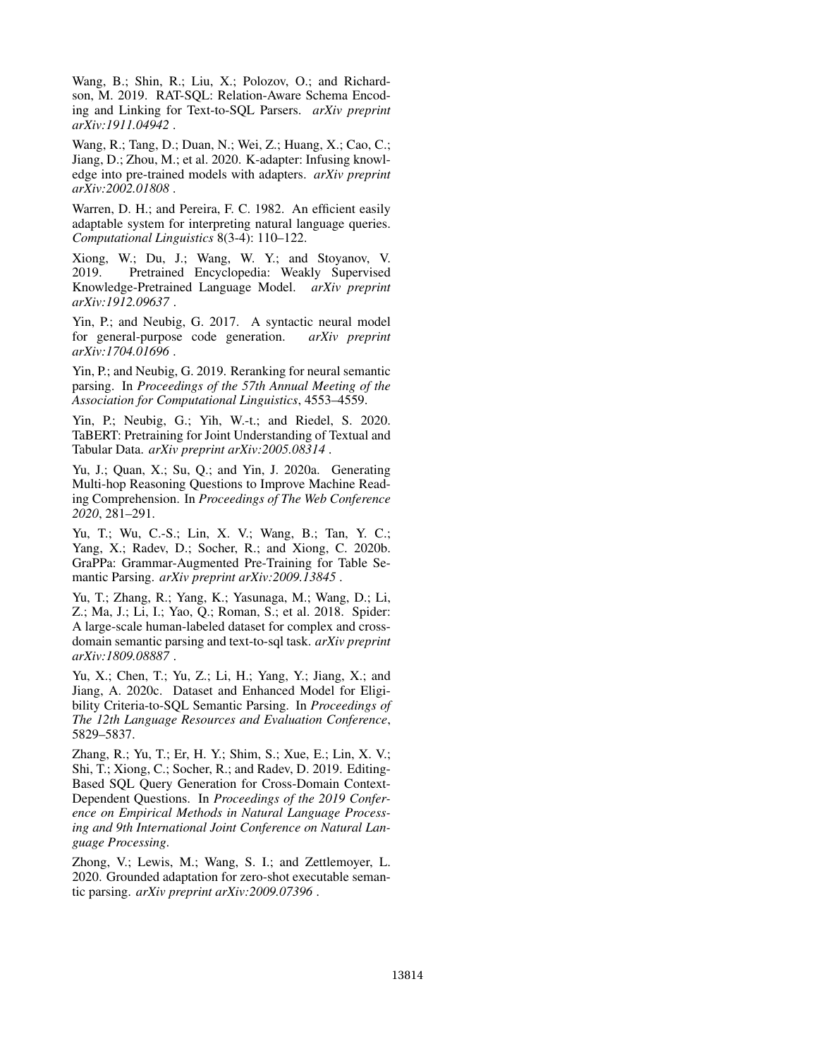Wang, B.; Shin, R.; Liu, X.; Polozov, O.; and Richardson, M. 2019. RAT-SQL: Relation-Aware Schema Encoding and Linking for Text-to-SQL Parsers. *arXiv preprint arXiv:1911.04942* .

Wang, R.; Tang, D.; Duan, N.; Wei, Z.; Huang, X.; Cao, C.; Jiang, D.; Zhou, M.; et al. 2020. K-adapter: Infusing knowledge into pre-trained models with adapters. *arXiv preprint arXiv:2002.01808* .

Warren, D. H.; and Pereira, F. C. 1982. An efficient easily adaptable system for interpreting natural language queries. *Computational Linguistics* 8(3-4): 110–122.

Xiong, W.; Du, J.; Wang, W. Y.; and Stoyanov, V. 2019. Pretrained Encyclopedia: Weakly Supervised Knowledge-Pretrained Language Model. *arXiv preprint arXiv:1912.09637* .

Yin, P.; and Neubig, G. 2017. A syntactic neural model for general-purpose code generation. *arXiv preprint arXiv:1704.01696* .

Yin, P.; and Neubig, G. 2019. Reranking for neural semantic parsing. In *Proceedings of the 57th Annual Meeting of the Association for Computational Linguistics*, 4553–4559.

Yin, P.; Neubig, G.; Yih, W.-t.; and Riedel, S. 2020. TaBERT: Pretraining for Joint Understanding of Textual and Tabular Data. *arXiv preprint arXiv:2005.08314* .

Yu, J.; Quan, X.; Su, Q.; and Yin, J. 2020a. Generating Multi-hop Reasoning Questions to Improve Machine Reading Comprehension. In *Proceedings of The Web Conference 2020*, 281–291.

Yu, T.; Wu, C.-S.; Lin, X. V.; Wang, B.; Tan, Y. C.; Yang, X.; Radev, D.; Socher, R.; and Xiong, C. 2020b. GraPPa: Grammar-Augmented Pre-Training for Table Semantic Parsing. *arXiv preprint arXiv:2009.13845* .

Yu, T.; Zhang, R.; Yang, K.; Yasunaga, M.; Wang, D.; Li, Z.; Ma, J.; Li, I.; Yao, Q.; Roman, S.; et al. 2018. Spider: A large-scale human-labeled dataset for complex and cross-domain semantic parsing and text-to-sql task. *arXiv preprint arXiv:1809.08887* .

Yu, X.; Chen, T.; Yu, Z.; Li, H.; Yang, Y.; Jiang, X.; and Jiang, A. 2020c. Dataset and Enhanced Model for Eligibility Criteria-to-SQL Semantic Parsing. In *Proceedings of The 12th Language Resources and Evaluation Conference*, 5829–5837.

Zhang, R.; Yu, T.; Er, H. Y.; Shim, S.; Xue, E.; Lin, X. V.; Shi, T.; Xiong, C.; Socher, R.; and Radev, D. 2019. Editing-Based SQL Query Generation for Cross-Domain Context-Dependent Questions. In *Proceedings of the 2019 Conference on Empirical Methods in Natural Language Processing and 9th International Joint Conference on Natural Language Processing*.

Zhong, V.; Lewis, M.; Wang, S. I.; and Zettlemoyer, L. 2020. Grounded adaptation for zero-shot executable semantic parsing. *arXiv preprint arXiv:2009.07396* .